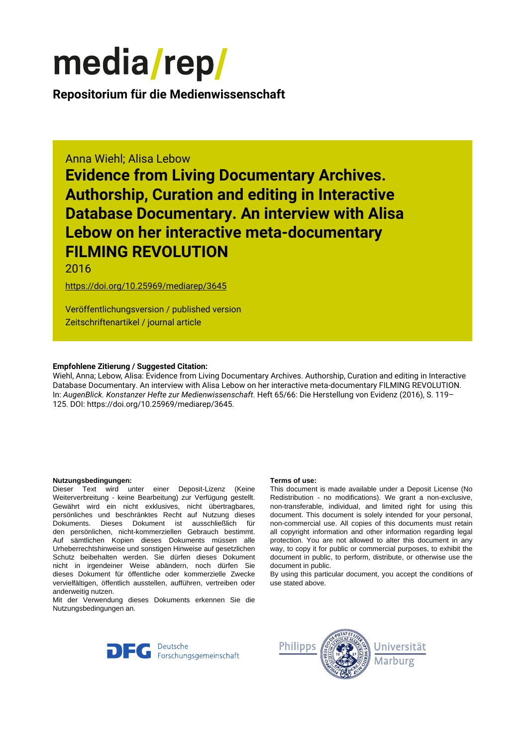# media/rep/

**Repositorium für die Medienwissenschaft**

Anna Wiehl; Alisa Lebow

## Evidence from Living Documentary Archives. Authorship, Curation and editing in Interactive Database Documentary. An interview with Alisa Lebow on her interactive meta-documentary FILMING REVOLUTION

2016

https://doi.org/10.25969/mediarep/3645

Veröffentlichungsversion / published version
Zeitschriftenartikel / journal article

**Empfohlene Zitierung / Suggested Citation:**
Wiehl, Anna; Lebow, Alisa: Evidence from Living Documentary Archives. Authorship, Curation and editing in Interactive Database Documentary. An interview with Alisa Lebow on her interactive meta-documentary FILMING REVOLUTION. In: *AugenBlick. Konstanzer Hefte zur Medienwissenschaft*. Heft 65/66: Die Herstellung von Evidenz (2016), S. 119–125. DOI: https://doi.org/10.25969/mediarep/3645.

**Nutzungsbedingungen:**
Dieser Text wird unter einer Deposit-Lizenz (Keine Weiterverbreitung - keine Bearbeitung) zur Verfügung gestellt. Gewährt wird ein nicht exklusives, nicht übertragbares, persönliches und beschränktes Recht auf Nutzung dieses Dokuments. Dieses Dokument ist ausschließlich für den persönlichen, nicht-kommerziellen Gebrauch bestimmt. Auf sämtlichen Kopien dieses Dokuments müssen alle Urheberrechtshinweise und sonstigen Hinweise auf gesetzlichen Schutz beibehalten werden. Sie dürfen dieses Dokument nicht in irgendeiner Weise abändern, noch dürfen Sie dieses Dokument für öffentliche oder kommerzielle Zwecke vervielfältigen, öffentlich ausstellen, aufführen, vertreiben oder anderweitig nutzen.
Mit der Verwendung dieses Dokuments erkennen Sie die Nutzungsbedingungen an.

**Terms of use:**
This document is made available under a Deposit License (No Redistribution - no modifications). We grant a non-exclusive, non-transferable, individual, and limited right for using this document. This document is solely intended for your personal, non-commercial use. All copies of this documents must retain all copyright information and other information regarding legal protection. You are not allowed to alter this document in any way, to copy it for public or commercial purposes, to exhibit the document in public, to perform, distribute, or otherwise use the document in public.
By using this particular document, you accept the conditions of use stated above.

Deutsche Forschungsgemeinschaft

Philipps Universität Marburg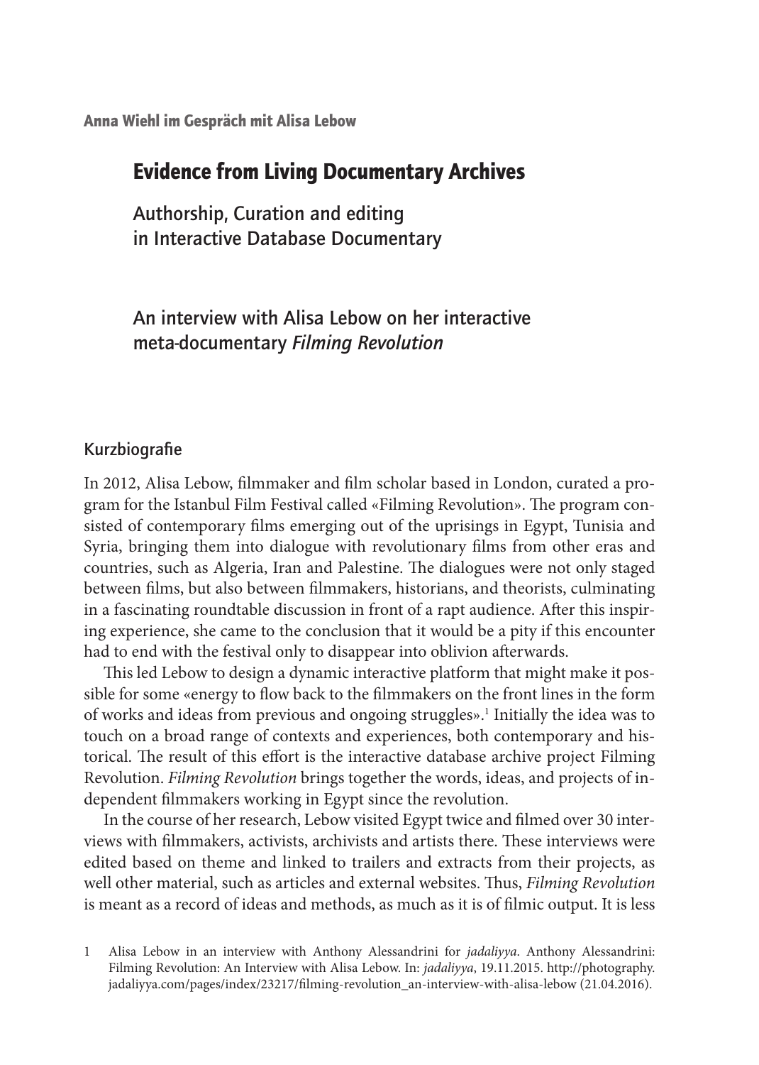**Anna Wiehl im Gespräch mit Alisa Lebow**

# Evidence from Living Documentary Archives

## Authorship, Curation and editing in Interactive Database Documentary

## An interview with Alisa Lebow on her interactive meta-documentary *Filming Revolution*

### Kurzbiografie

In 2012, Alisa Lebow, filmmaker and film scholar based in London, curated a program for the Istanbul Film Festival called «Filming Revolution». The program consisted of contemporary films emerging out of the uprisings in Egypt, Tunisia and Syria, bringing them into dialogue with revolutionary films from other eras and countries, such as Algeria, Iran and Palestine. The dialogues were not only staged between films, but also between filmmakers, historians, and theorists, culminating in a fascinating roundtable discussion in front of a rapt audience. After this inspiring experience, she came to the conclusion that it would be a pity if this encounter had to end with the festival only to disappear into oblivion afterwards.

This led Lebow to design a dynamic interactive platform that might make it possible for some «energy to flow back to the filmmakers on the front lines in the form of works and ideas from previous and ongoing struggles».[1] Initially the idea was to touch on a broad range of contexts and experiences, both contemporary and historical. The result of this effort is the interactive database archive project Filming Revolution. *Filming Revolution* brings together the words, ideas, and projects of independent filmmakers working in Egypt since the revolution.

In the course of her research, Lebow visited Egypt twice and filmed over 30 interviews with filmmakers, activists, archivists and artists there. These interviews were edited based on theme and linked to trailers and extracts from their projects, as well other material, such as articles and external websites. Thus, *Filming Revolution* is meant as a record of ideas and methods, as much as it is of filmic output. It is less

1 Alisa Lebow in an interview with Anthony Alessandrini for *jadaliyya*. Anthony Alessandrini: Filming Revolution: An Interview with Alisa Lebow. In: *jadaliyya*, 19.11.2015. http://photography.jadaliyya.com/pages/index/23217/filming-revolution_an-interview-with-alisa-lebow (21.04.2016).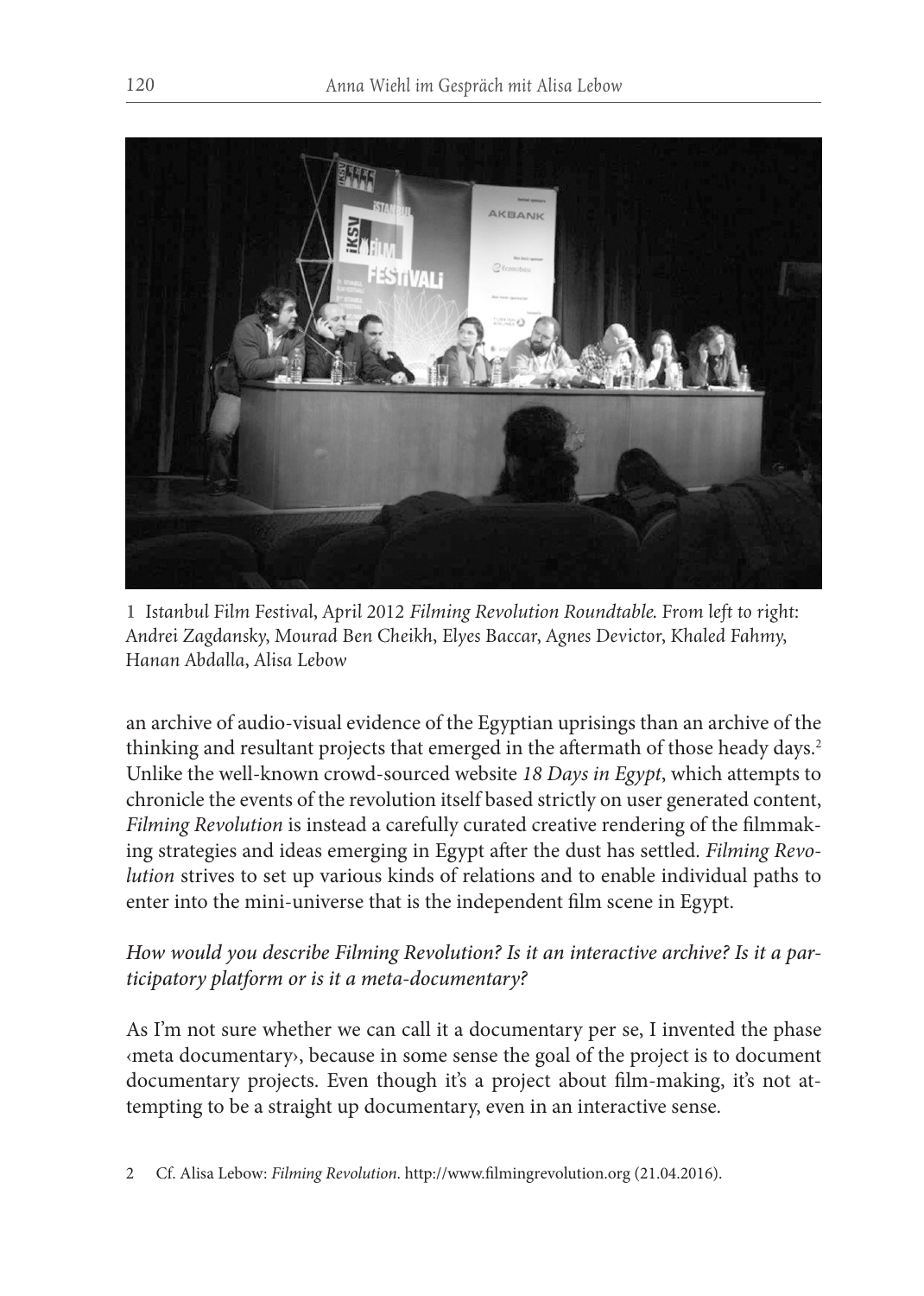1 Istanbul Film Festival, April 2012 *Filming Revolution Roundtable*. From left to right: Andrei Zagdansky, Mourad Ben Cheikh, Elyes Baccar, Agnes Devictor, Khaled Fahmy, Hanan Abdalla, Alisa Lebow

an archive of audio-visual evidence of the Egyptian uprisings than an archive of the thinking and resultant projects that emerged in the aftermath of those heady days.[2] Unlike the well-known crowd-sourced website *18 Days in Egypt*, which attempts to chronicle the events of the revolution itself based strictly on user generated content, *Filming Revolution* is instead a carefully curated creative rendering of the filmmaking strategies and ideas emerging in Egypt after the dust has settled. *Filming Revolution* strives to set up various kinds of relations and to enable individual paths to enter into the mini-universe that is the independent film scene in Egypt.

*How would you describe Filming Revolution? Is it an interactive archive? Is it a participatory platform or is it a meta-documentary?*

As I'm not sure whether we can call it a documentary per se, I invented the phase ‹meta documentary›, because in some sense the goal of the project is to document documentary projects. Even though it's a project about film-making, it's not attempting to be a straight up documentary, even in an interactive sense.

2 Cf. Alisa Lebow: *Filming Revolution*. http://www.filmingrevolution.org (21.04.2016).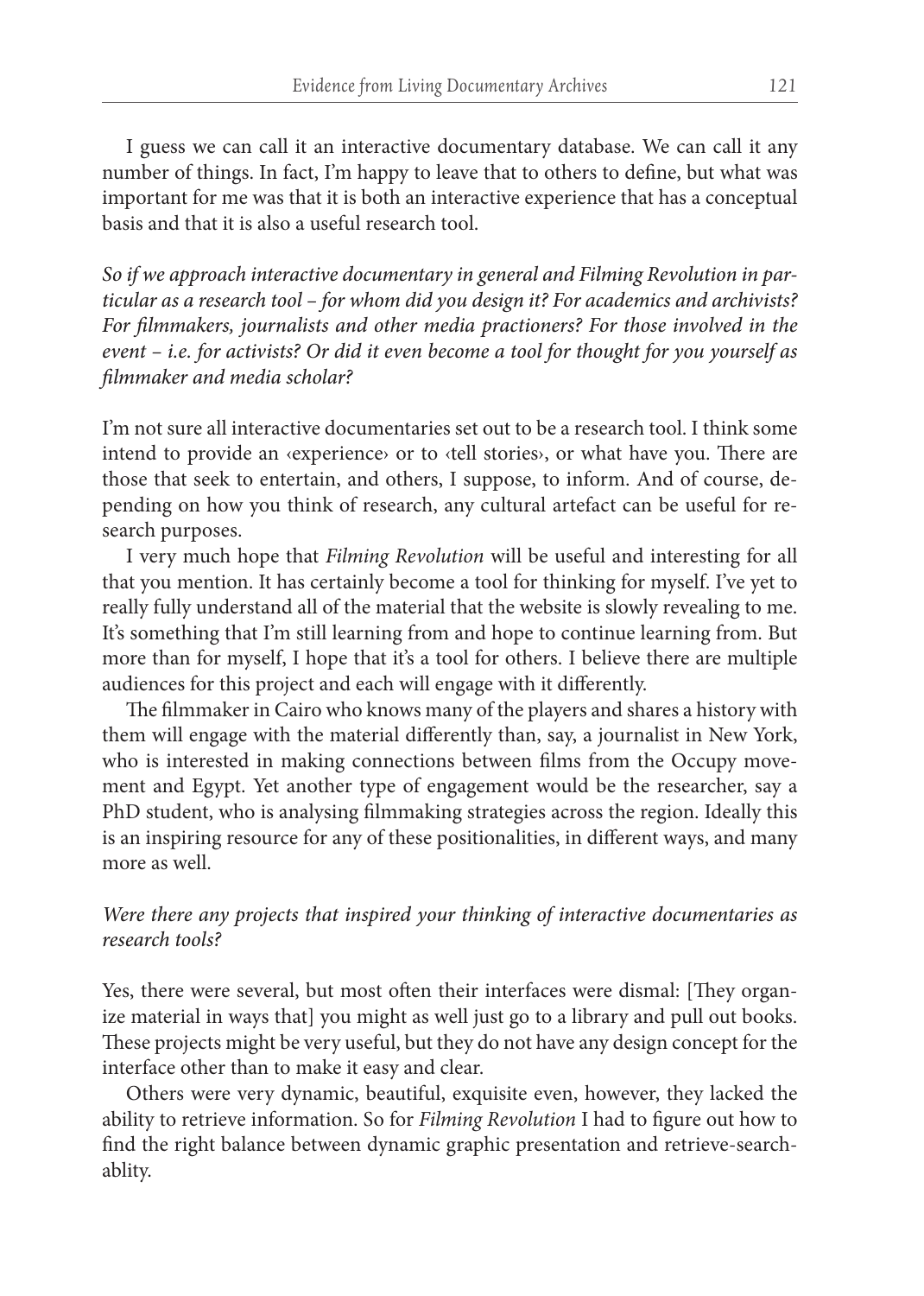I guess we can call it an interactive documentary database. We can call it any number of things. In fact, I'm happy to leave that to others to define, but what was important for me was that it is both an interactive experience that has a conceptual basis and that it is also a useful research tool.

*So if we approach interactive documentary in general and Filming Revolution in particular as a research tool – for whom did you design it? For academics and archivists? For filmmakers, journalists and other media practioners? For those involved in the event – i.e. for activists? Or did it even become a tool for thought for you yourself as filmmaker and media scholar?*

I'm not sure all interactive documentaries set out to be a research tool. I think some intend to provide an ‹experience› or to ‹tell stories›, or what have you. There are those that seek to entertain, and others, I suppose, to inform. And of course, depending on how you think of research, any cultural artefact can be useful for research purposes.

I very much hope that *Filming Revolution* will be useful and interesting for all that you mention. It has certainly become a tool for thinking for myself. I've yet to really fully understand all of the material that the website is slowly revealing to me. It's something that I'm still learning from and hope to continue learning from. But more than for myself, I hope that it's a tool for others. I believe there are multiple audiences for this project and each will engage with it differently.

The filmmaker in Cairo who knows many of the players and shares a history with them will engage with the material differently than, say, a journalist in New York, who is interested in making connections between films from the Occupy movement and Egypt. Yet another type of engagement would be the researcher, say a PhD student, who is analysing filmmaking strategies across the region. Ideally this is an inspiring resource for any of these positionalities, in different ways, and many more as well.

*Were there any projects that inspired your thinking of interactive documentaries as research tools?*

Yes, there were several, but most often their interfaces were dismal: [They organize material in ways that] you might as well just go to a library and pull out books. These projects might be very useful, but they do not have any design concept for the interface other than to make it easy and clear.

Others were very dynamic, beautiful, exquisite even, however, they lacked the ability to retrieve information. So for *Filming Revolution* I had to figure out how to find the right balance between dynamic graphic presentation and retrieve-searchablity.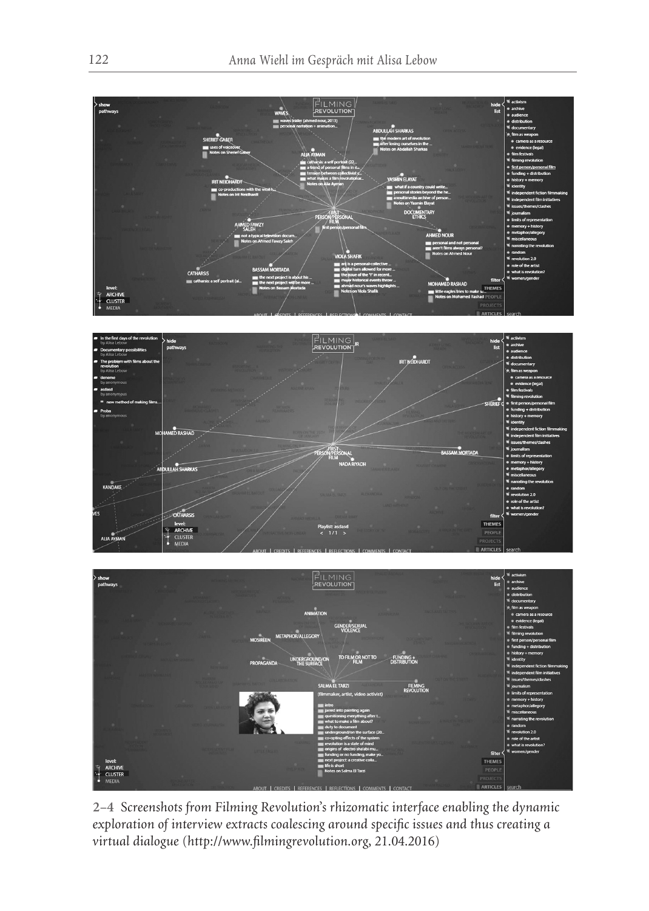**2–4** *Screenshots from Filming Revolution's rhizomatic interface enabling the dynamic exploration of interview extracts coalescing around specific issues and thus creating a virtual dialogue (http://www.filmingrevolution.org, 21.04.2016)*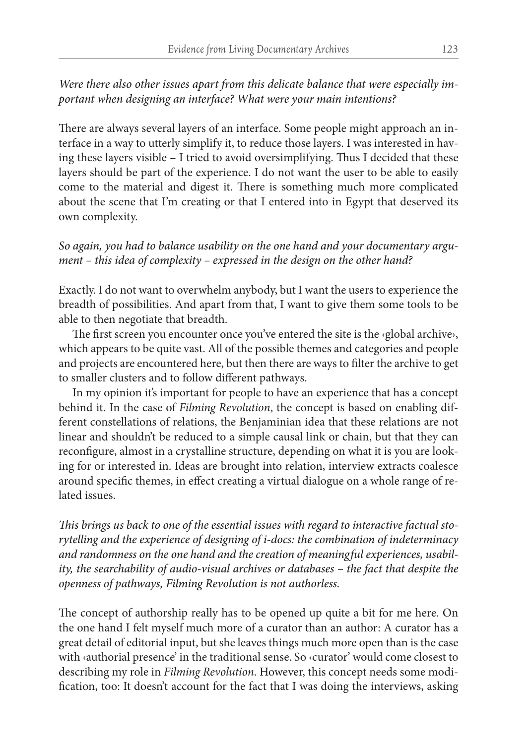*Were there also other issues apart from this delicate balance that were especially important when designing an interface? What were your main intentions?*

There are always several layers of an interface. Some people might approach an interface in a way to utterly simplify it, to reduce those layers. I was interested in having these layers visible – I tried to avoid oversimplifying. Thus I decided that these layers should be part of the experience. I do not want the user to be able to easily come to the material and digest it. There is something much more complicated about the scene that I'm creating or that I entered into in Egypt that deserved its own complexity.

*So again, you had to balance usability on the one hand and your documentary argument – this idea of complexity – expressed in the design on the other hand?*

Exactly. I do not want to overwhelm anybody, but I want the users to experience the breadth of possibilities. And apart from that, I want to give them some tools to be able to then negotiate that breadth.

The first screen you encounter once you've entered the site is the ‹global archive›, which appears to be quite vast. All of the possible themes and categories and people and projects are encountered here, but then there are ways to filter the archive to get to smaller clusters and to follow different pathways.

In my opinion it's important for people to have an experience that has a concept behind it. In the case of *Filming Revolution*, the concept is based on enabling different constellations of relations, the Benjaminian idea that these relations are not linear and shouldn't be reduced to a simple causal link or chain, but that they can reconfigure, almost in a crystalline structure, depending on what it is you are looking for or interested in. Ideas are brought into relation, interview extracts coalesce around specific themes, in effect creating a virtual dialogue on a whole range of related issues.

*This brings us back to one of the essential issues with regard to interactive factual storytelling and the experience of designing of i-docs: the combination of indeterminacy and randomness on the one hand and the creation of meaningful experiences, usability, the searchability of audio-visual archives or databases – the fact that despite the openness of pathways, Filming Revolution is not authorless.*

The concept of authorship really has to be opened up quite a bit for me here. On the one hand I felt myself much more of a curator than an author: A curator has a great detail of editorial input, but she leaves things much more open than is the case with ‹authorial presence' in the traditional sense. So ‹curator' would come closest to describing my role in *Filming Revolution*. However, this concept needs some modification, too: It doesn't account for the fact that I was doing the interviews, asking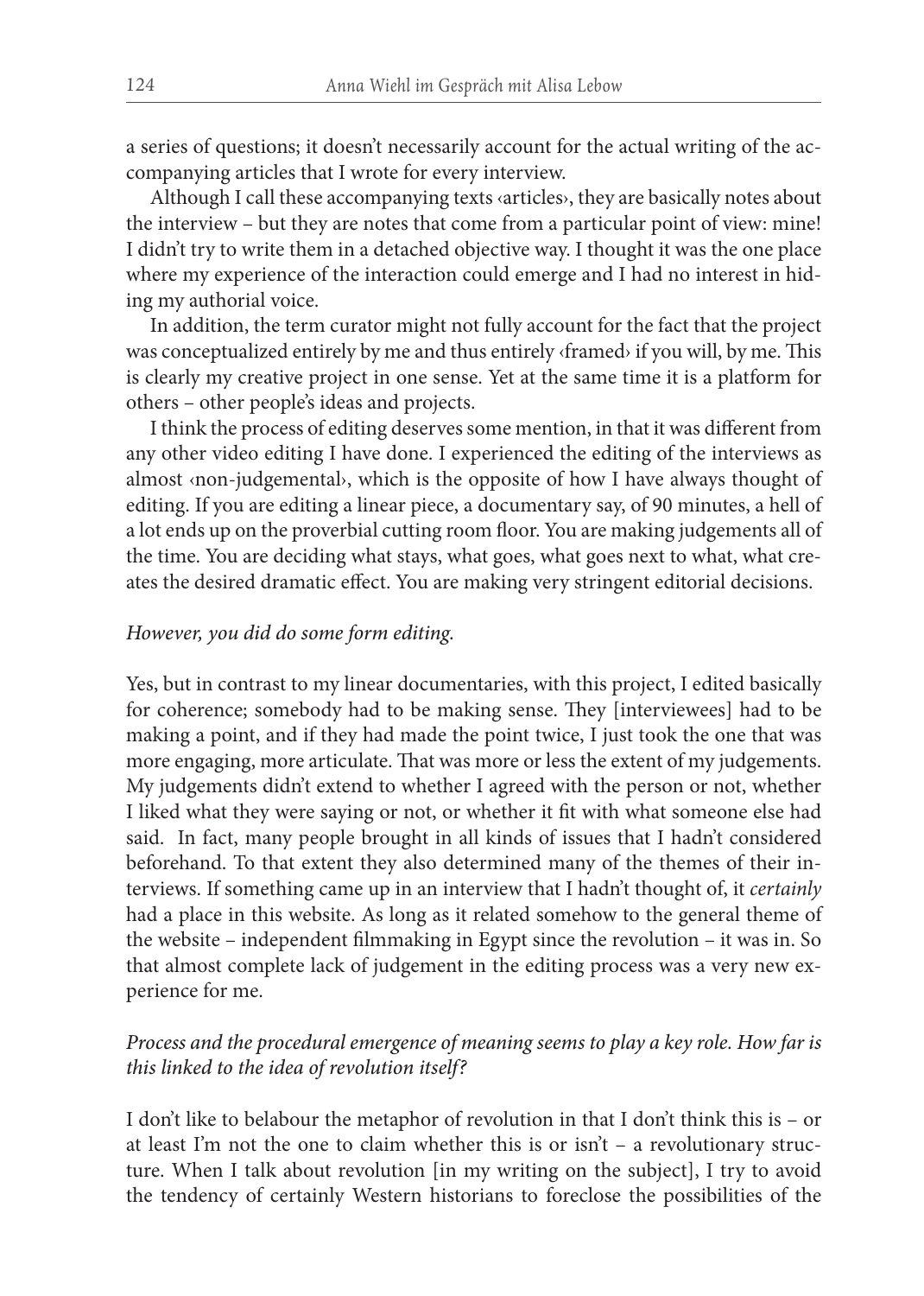a series of questions; it doesn't necessarily account for the actual writing of the accompanying articles that I wrote for every interview.

Although I call these accompanying texts ‹articles›, they are basically notes about the interview – but they are notes that come from a particular point of view: mine! I didn't try to write them in a detached objective way. I thought it was the one place where my experience of the interaction could emerge and I had no interest in hiding my authorial voice.

In addition, the term curator might not fully account for the fact that the project was conceptualized entirely by me and thus entirely ‹framed› if you will, by me. This is clearly my creative project in one sense. Yet at the same time it is a platform for others – other people's ideas and projects.

I think the process of editing deserves some mention, in that it was different from any other video editing I have done. I experienced the editing of the interviews as almost ‹non-judgemental›, which is the opposite of how I have always thought of editing. If you are editing a linear piece, a documentary say, of 90 minutes, a hell of a lot ends up on the proverbial cutting room floor. You are making judgements all of the time. You are deciding what stays, what goes, what goes next to what, what creates the desired dramatic effect. You are making very stringent editorial decisions.

*However, you did do some form editing.*

Yes, but in contrast to my linear documentaries, with this project, I edited basically for coherence; somebody had to be making sense. They [interviewees] had to be making a point, and if they had made the point twice, I just took the one that was more engaging, more articulate. That was more or less the extent of my judgements. My judgements didn't extend to whether I agreed with the person or not, whether I liked what they were saying or not, or whether it fit with what someone else had said. In fact, many people brought in all kinds of issues that I hadn't considered beforehand. To that extent they also determined many of the themes of their interviews. If something came up in an interview that I hadn't thought of, it *certainly* had a place in this website. As long as it related somehow to the general theme of the website – independent filmmaking in Egypt since the revolution – it was in. So that almost complete lack of judgement in the editing process was a very new experience for me.

*Process and the procedural emergence of meaning seems to play a key role. How far is this linked to the idea of revolution itself?*

I don't like to belabour the metaphor of revolution in that I don't think this is – or at least I'm not the one to claim whether this is or isn't – a revolutionary structure. When I talk about revolution [in my writing on the subject], I try to avoid the tendency of certainly Western historians to foreclose the possibilities of the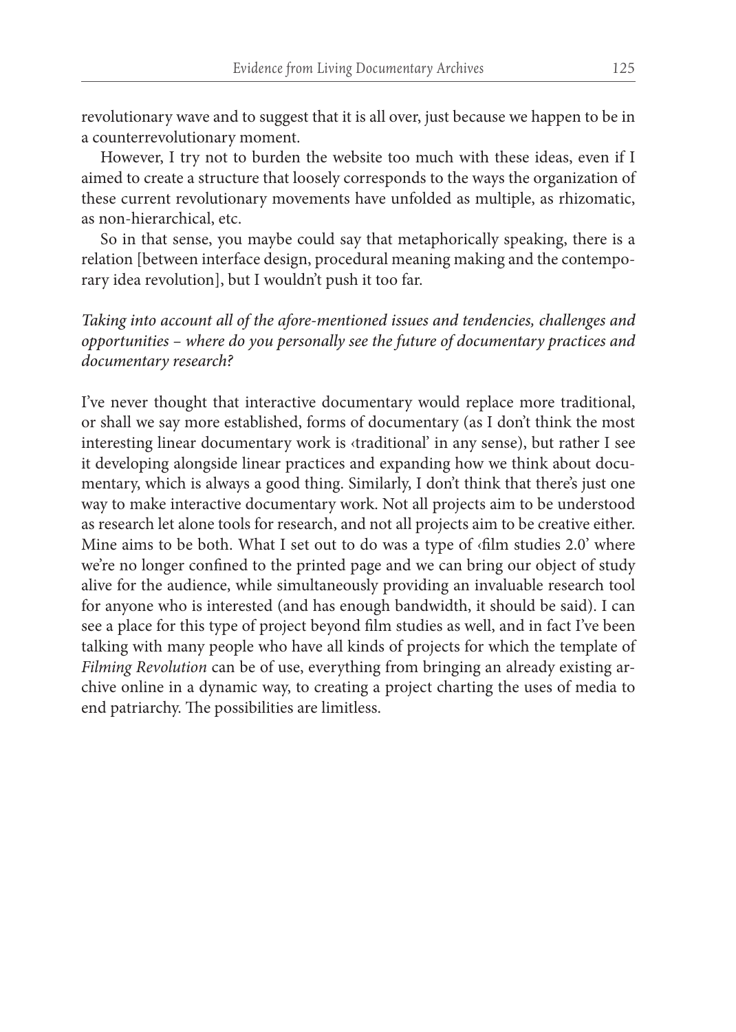revolutionary wave and to suggest that it is all over, just because we happen to be in a counterrevolutionary moment.

However, I try not to burden the website too much with these ideas, even if I aimed to create a structure that loosely corresponds to the ways the organization of these current revolutionary movements have unfolded as multiple, as rhizomatic, as non-hierarchical, etc.

So in that sense, you maybe could say that metaphorically speaking, there is a relation [between interface design, procedural meaning making and the contemporary idea revolution], but I wouldn't push it too far.

*Taking into account all of the afore-mentioned issues and tendencies, challenges and opportunities – where do you personally see the future of documentary practices and documentary research?*

I've never thought that interactive documentary would replace more traditional, or shall we say more established, forms of documentary (as I don't think the most interesting linear documentary work is ‹traditional' in any sense), but rather I see it developing alongside linear practices and expanding how we think about documentary, which is always a good thing. Similarly, I don't think that there's just one way to make interactive documentary work. Not all projects aim to be understood as research let alone tools for research, and not all projects aim to be creative either. Mine aims to be both. What I set out to do was a type of ‹film studies 2.0' where we're no longer confined to the printed page and we can bring our object of study alive for the audience, while simultaneously providing an invaluable research tool for anyone who is interested (and has enough bandwidth, it should be said). I can see a place for this type of project beyond film studies as well, and in fact I've been talking with many people who have all kinds of projects for which the template of *Filming Revolution* can be of use, everything from bringing an already existing archive online in a dynamic way, to creating a project charting the uses of media to end patriarchy. The possibilities are limitless.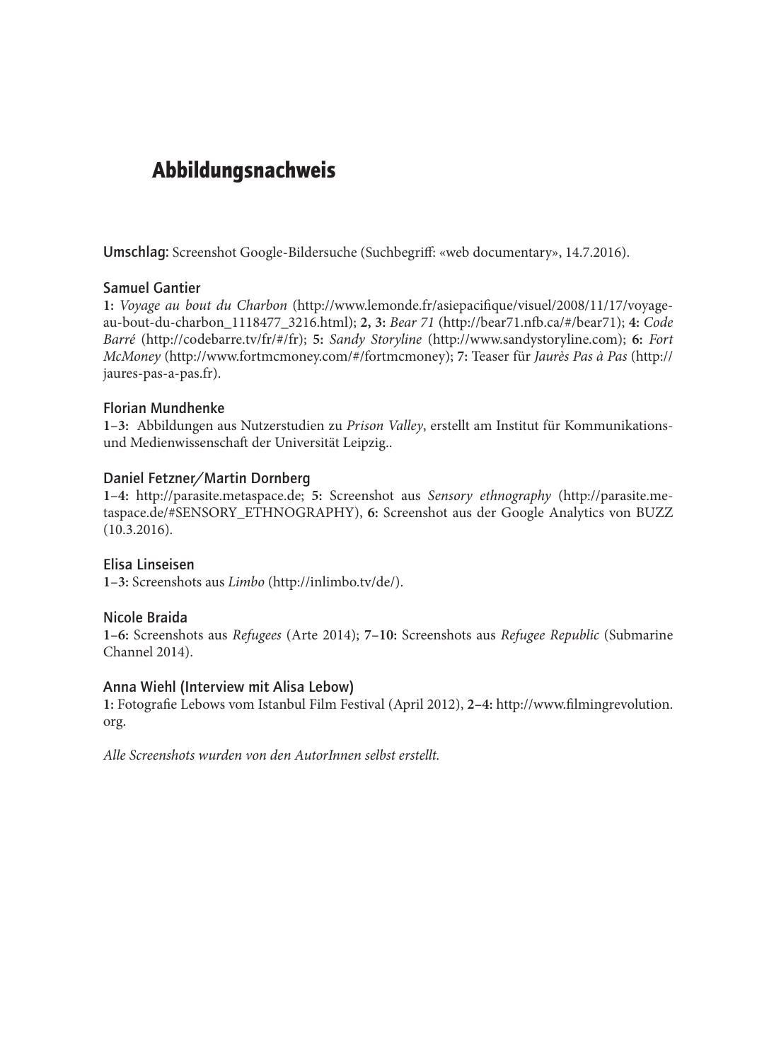# Abbildungsnachweis

**Umschlag:** Screenshot Google-Bildersuche (Suchbegriff: «web documentary», 14.7.2016).

### Samuel Gantier

**1:** *Voyage au bout du Charbon* (http://www.lemonde.fr/asiepacifique/visuel/2008/11/17/voyage-au-bout-du-charbon_1118477_3216.html); **2, 3:** *Bear 71* (http://bear71.nfb.ca/#/bear71); **4:** *Code Barré* (http://codebarre.tv/fr/#/fr); **5:** *Sandy Storyline* (http://www.sandystoryline.com); **6:** *Fort McMoney* (http://www.fortmcmoney.com/#/fortmcmoney); **7:** Teaser für *Jaurès Pas à Pas* (http://jaures-pas-a-pas.fr).

### Florian Mundhenke

**1–3:** Abbildungen aus Nutzerstudien zu *Prison Valley*, erstellt am Institut für Kommunikations- und Medienwissenschaft der Universität Leipzig..

### Daniel Fetzner/Martin Dornberg

**1–4:** http://parasite.metaspace.de; **5:** Screenshot aus *Sensory ethnography* (http://parasite.metaspace.de/#SENSORY_ETHNOGRAPHY), **6:** Screenshot aus der Google Analytics von BUZZ (10.3.2016).

### Elisa Linseisen

**1–3:** Screenshots aus *Limbo* (http://inlimbo.tv/de/).

### Nicole Braida

**1–6:** Screenshots aus *Refugees* (Arte 2014); **7–10:** Screenshots aus *Refugee Republic* (Submarine Channel 2014).

### Anna Wiehl (Interview mit Alisa Lebow)

**1:** Fotografie Lebows vom Istanbul Film Festival (April 2012), **2–4:** http://www.filmingrevolution.org.

*Alle Screenshots wurden von den AutorInnen selbst erstellt.*